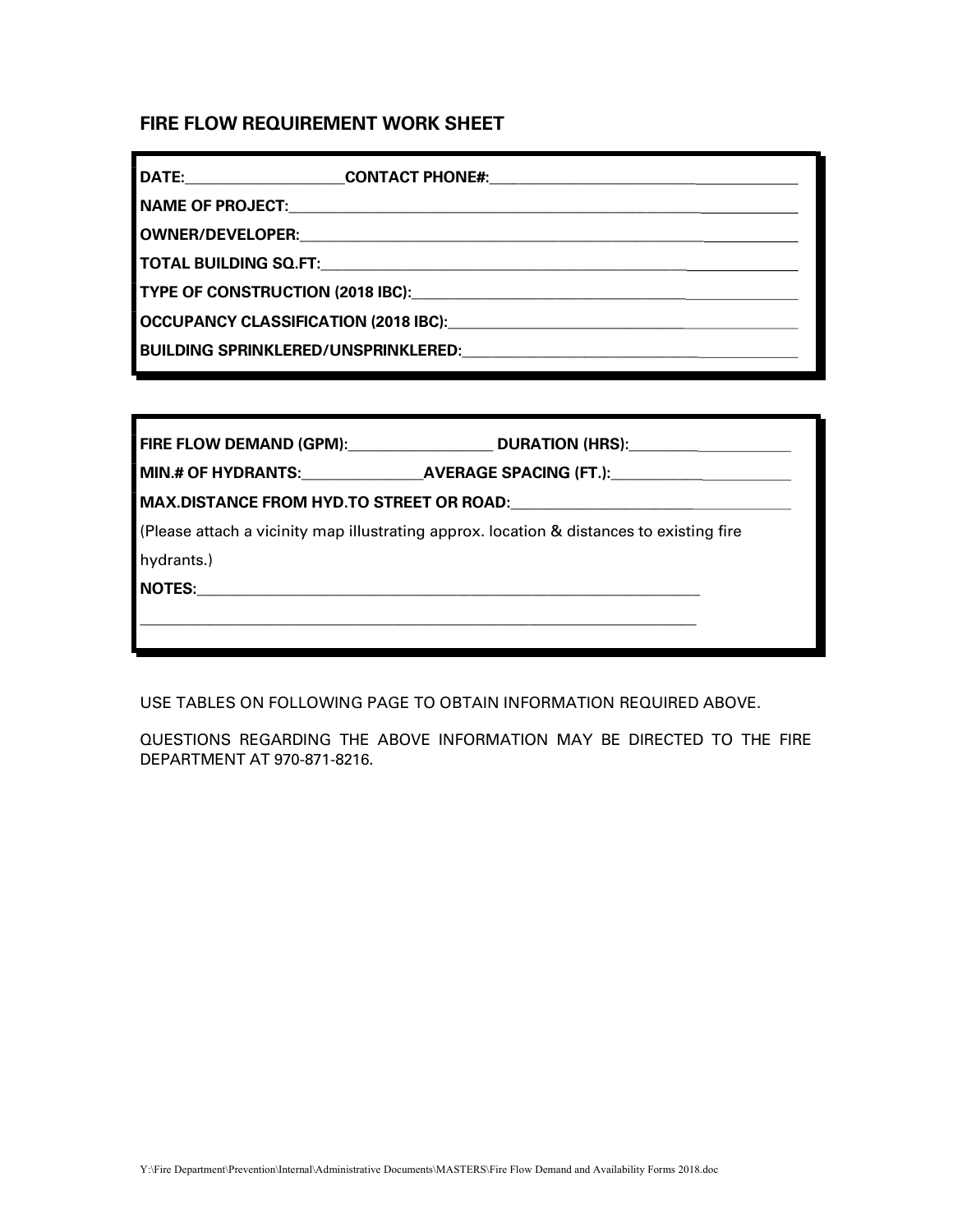## FIRE FLOW REQUIREMENT WORK SHEET

**DATE:**____________________ **CONTACT PHONE#:**________________________________________

**NAME OF PROJECT:**________________________________________________________________

**OWNER/DEVELOPER:**_______________________________________________________________

**TOTAL BUILDING SQ.FT:**____________________________________________________________

**TYPE OF CONSTRUCTION (2018 IBC):**_______________________________________________

**OCCUPANCY CLASSIFICATION (2018 IBC):**___________________________________________

**BUILDING SPRINKLERED/UNSPRINKLERED:**___________________________________________

---

**FIRE FLOW DEMAND (GPM):**__________________ **DURATION (HRS):**____________________

**MIN.# OF HYDRANTS:**________________**AVERAGE SPACING (FT.):**_______________________

**MAX.DISTANCE FROM HYD.TO STREET OR ROAD:**_________________________________

(Please attach a vicinity map illustrating approx. location & distances to existing fire hydrants.)

**NOTES:**___________________________________________________________________

_________________________________________________________________________

---

USE TABLES ON FOLLOWING PAGE TO OBTAIN INFORMATION REQUIRED ABOVE.

QUESTIONS REGARDING THE ABOVE INFORMATION MAY BE DIRECTED TO THE FIRE DEPARTMENT AT 970-871-8216.

Y:\Fire Department\Prevention\Internal\Administrative Documents\MASTERS\Fire Flow Demand and Availability Forms 2018.doc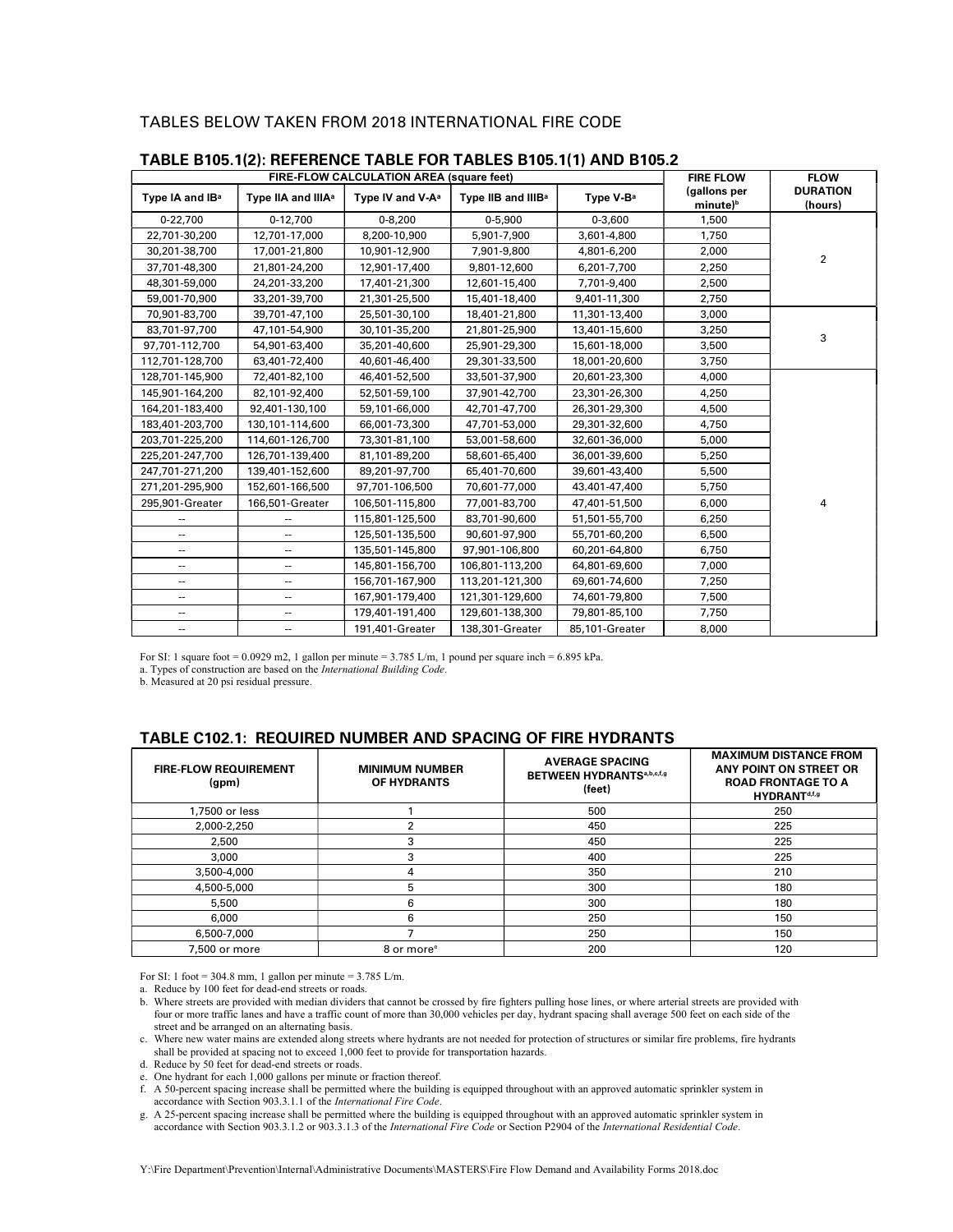TABLES BELOW TAKEN FROM 2018 INTERNATIONAL FIRE CODE

## TABLE B105.1(2): REFERENCE TABLE FOR TABLES B105.1(1) AND B105.2

| FIRE-FLOW CALCULATION AREA (square feet) | | | | | FIRE FLOW (gallons per minute)[b] | FLOW DURATION (hours) |
|---|---|---|---|---|---|---|
| Type IA and IB[a] | Type IIA and IIIA[a] | Type IV and V-A[a] | Type IIB and IIIB[a] | Type V-B[a] | | |
| 0-22,700 | 0-12,700 | 0-8,200 | 0-5,900 | 0-3,600 | 1,500 | 2 |
| 22,701-30,200 | 12,701-17,000 | 8,200-10,900 | 5,901-7,900 | 3,601-4,800 | 1,750 | |
| 30,201-38,700 | 17,001-21,800 | 10,901-12,900 | 7,901-9,800 | 4,801-6,200 | 2,000 | |
| 37,701-48,300 | 21,801-24,200 | 12,901-17,400 | 9,801-12,600 | 6,201-7,700 | 2,250 | |
| 48,301-59,000 | 24,201-33,200 | 17,401-21,300 | 12,601-15,400 | 7,701-9,400 | 2,500 | |
| 59,001-70,900 | 33,201-39,700 | 21,301-25,500 | 15,401-18,400 | 9,401-11,300 | 2,750 | |
| 70,901-83,700 | 39,701-47,100 | 25,501-30,100 | 18,401-21,800 | 11,301-13,400 | 3,000 | 3 |
| 83,701-97,700 | 47,101-54,900 | 30,101-35,200 | 21,801-25,900 | 13,401-15,600 | 3,250 | |
| 97,701-112,700 | 54,901-63,400 | 35,201-40,600 | 25,901-29,300 | 15,601-18,000 | 3,500 | |
| 112,701-128,700 | 63,401-72,400 | 40,601-46,400 | 29,301-33,500 | 18,001-20,600 | 3,750 | |
| 128,701-145,900 | 72,401-82,100 | 46,401-52,500 | 33,501-37,900 | 20,601-23,300 | 4,000 | 4 |
| 145,901-164,200 | 82,101-92,400 | 52,501-59,100 | 37,901-42,700 | 23,301-26,300 | 4,250 | |
| 164,201-183,400 | 92,401-130,100 | 59,101-66,000 | 42,701-47,700 | 26,301-29,300 | 4,500 | |
| 183,401-203,700 | 130,101-114,600 | 66,001-73,300 | 47,701-53,000 | 29,301-32,600 | 4,750 | |
| 203,701-225,200 | 114,601-126,700 | 73,301-81,100 | 53,001-58,600 | 32,601-36,000 | 5,000 | |
| 225,201-247,700 | 126,701-139,400 | 81,101-89,200 | 58,601-65,400 | 36,001-39,600 | 5,250 | |
| 247,701-271,200 | 139,401-152,600 | 89,201-97,700 | 65,401-70,600 | 39,601-43,400 | 5,500 | |
| 271,201-295,900 | 152,601-166,500 | 97,701-106,500 | 70,601-77,000 | 43.401-47,400 | 5,750 | |
| 295,901-Greater | 166,501-Greater | 106,501-115,800 | 77,001-83,700 | 47,401-51,500 | 6,000 | |
| -- | -- | 115,801-125,500 | 83,701-90,600 | 51,501-55,700 | 6,250 | |
| -- | -- | 125,501-135,500 | 90,601-97,900 | 55,701-60,200 | 6,500 | |
| -- | -- | 135,501-145,800 | 97,901-106,800 | 60,201-64,800 | 6,750 | |
| -- | -- | 145,801-156,700 | 106,801-113,200 | 64,801-69,600 | 7,000 | |
| -- | -- | 156,701-167,900 | 113,201-121,300 | 69,601-74,600 | 7,250 | |
| -- | -- | 167,901-179,400 | 121,301-129,600 | 74,601-79,800 | 7,500 | |
| -- | -- | 179,401-191,400 | 129,601-138,300 | 79,801-85,100 | 7,750 | |
| -- | -- | 191,401-Greater | 138,301-Greater | 85,101-Greater | 8,000 | |

For SI: 1 square foot = 0.0929 m2, 1 gallon per minute = 3.785 L/m, 1 pound per square inch = 6.895 kPa.

a. Types of construction are based on the *International Building Code*.

b. Measured at 20 psi residual pressure.

## TABLE C102.1: REQUIRED NUMBER AND SPACING OF FIRE HYDRANTS

| FIRE-FLOW REQUIREMENT (gpm) | MINIMUM NUMBER OF HYDRANTS | AVERAGE SPACING BETWEEN HYDRANTS[a,b,c,f,g] (feet) | MAXIMUM DISTANCE FROM ANY POINT ON STREET OR ROAD FRONTAGE TO A HYDRANT[d,f,g] |
|---|---|---|---|
| 1,7500 or less | 1 | 500 | 250 |
| 2,000-2,250 | 2 | 450 | 225 |
| 2,500 | 3 | 450 | 225 |
| 3,000 | 3 | 400 | 225 |
| 3,500-4,000 | 4 | 350 | 210 |
| 4,500-5,000 | 5 | 300 | 180 |
| 5,500 | 6 | 300 | 180 |
| 6,000 | 6 | 250 | 150 |
| 6,500-7,000 | 7 | 250 | 150 |
| 7,500 or more | 8 or more[e] | 200 | 120 |

For SI: 1 foot = 304.8 mm, 1 gallon per minute = 3.785 L/m.

a. Reduce by 100 feet for dead-end streets or roads.

b. Where streets are provided with median dividers that cannot be crossed by fire fighters pulling hose lines, or where arterial streets are provided with four or more traffic lanes and have a traffic count of more than 30,000 vehicles per day, hydrant spacing shall average 500 feet on each side of the street and be arranged on an alternating basis.

c. Where new water mains are extended along streets where hydrants are not needed for protection of structures or similar fire problems, fire hydrants shall be provided at spacing not to exceed 1,000 feet to provide for transportation hazards.

d. Reduce by 50 feet for dead-end streets or roads.

e. One hydrant for each 1,000 gallons per minute or fraction thereof.

f. A 50-percent spacing increase shall be permitted where the building is equipped throughout with an approved automatic sprinkler system in accordance with Section 903.3.1.1 of the *International Fire Code*.

g. A 25-percent spacing increase shall be permitted where the building is equipped throughout with an approved automatic sprinkler system in accordance with Section 903.3.1.2 or 903.3.1.3 of the *International Fire Code* or Section P2904 of the *International Residential Code*.

Y:\Fire Department\Prevention\Internal\Administrative Documents\MASTERS\Fire Flow Demand and Availability Forms 2018.doc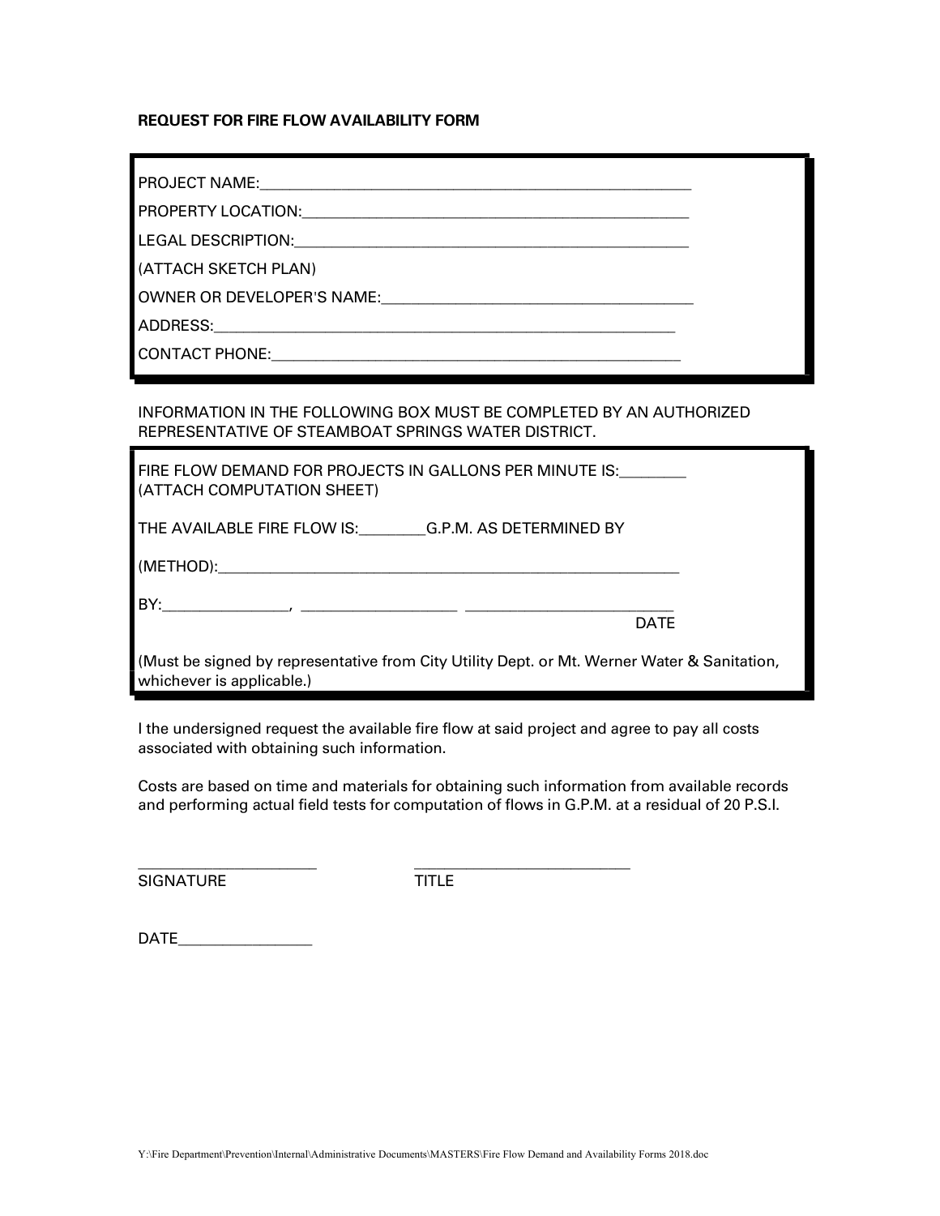**REQUEST FOR FIRE FLOW AVAILABILITY FORM**

PROJECT NAME:_______________________________________________

PROPERTY LOCATION:__________________________________________

LEGAL DESCRIPTION:__________________________________________

(ATTACH SKETCH PLAN)

OWNER OR DEVELOPER'S NAME:__________________________________

ADDRESS:____________________________________________________

CONTACT PHONE:______________________________________________

INFORMATION IN THE FOLLOWING BOX MUST BE COMPLETED BY AN AUTHORIZED REPRESENTATIVE OF STEAMBOAT SPRINGS WATER DISTRICT.

FIRE FLOW DEMAND FOR PROJECTS IN GALLONS PER MINUTE IS:________
(ATTACH COMPUTATION SHEET)

THE AVAILABLE FIRE FLOW IS:________G.P.M. AS DETERMINED BY

(METHOD):___________________________________________________

BY:_______________, ____________________ __________________________
DATE

(Must be signed by representative from City Utility Dept. or Mt. Werner Water & Sanitation, whichever is applicable.)

I the undersigned request the available fire flow at said project and agree to pay all costs associated with obtaining such information.

Costs are based on time and materials for obtaining such information from available records and performing actual field tests for computation of flows in G.P.M. at a residual of 20 P.S.I.

______________________ ___________________________
SIGNATURE TITLE

DATE________________

Y:\Fire Department\Prevention\Internal\Administrative Documents\MASTERS\Fire Flow Demand and Availability Forms 2018.doc